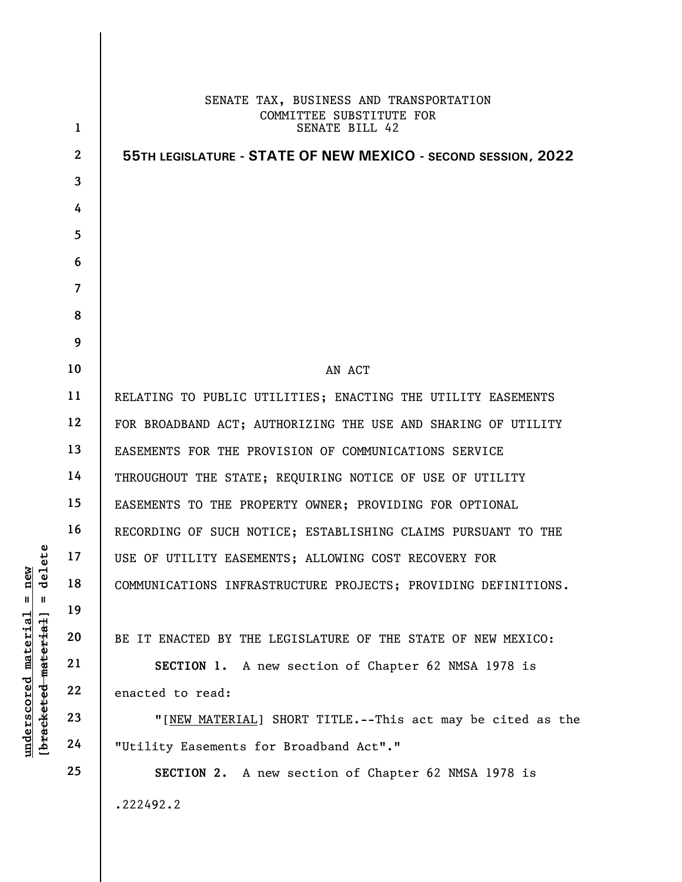SENATE TAX, BUSINESS AND TRANSPORTATION
COMMITTEE SUBSTITUTE FOR
SENATE BILL 42

**55TH LEGISLATURE - STATE OF NEW MEXICO - SECOND SESSION, 2022**

AN ACT

RELATING TO PUBLIC UTILITIES; ENACTING THE UTILITY EASEMENTS FOR BROADBAND ACT; AUTHORIZING THE USE AND SHARING OF UTILITY EASEMENTS FOR THE PROVISION OF COMMUNICATIONS SERVICE THROUGHOUT THE STATE; REQUIRING NOTICE OF USE OF UTILITY EASEMENTS TO THE PROPERTY OWNER; PROVIDING FOR OPTIONAL RECORDING OF SUCH NOTICE; ESTABLISHING CLAIMS PURSUANT TO THE USE OF UTILITY EASEMENTS; ALLOWING COST RECOVERY FOR COMMUNICATIONS INFRASTRUCTURE PROJECTS; PROVIDING DEFINITIONS.

BE IT ENACTED BY THE LEGISLATURE OF THE STATE OF NEW MEXICO:

**SECTION 1.** A new section of Chapter 62 NMSA 1978 is enacted to read:

"[NEW MATERIAL] SHORT TITLE.--This act may be cited as the "Utility Easements for Broadband Act"."

**SECTION 2.** A new section of Chapter 62 NMSA 1978 is

.222492.2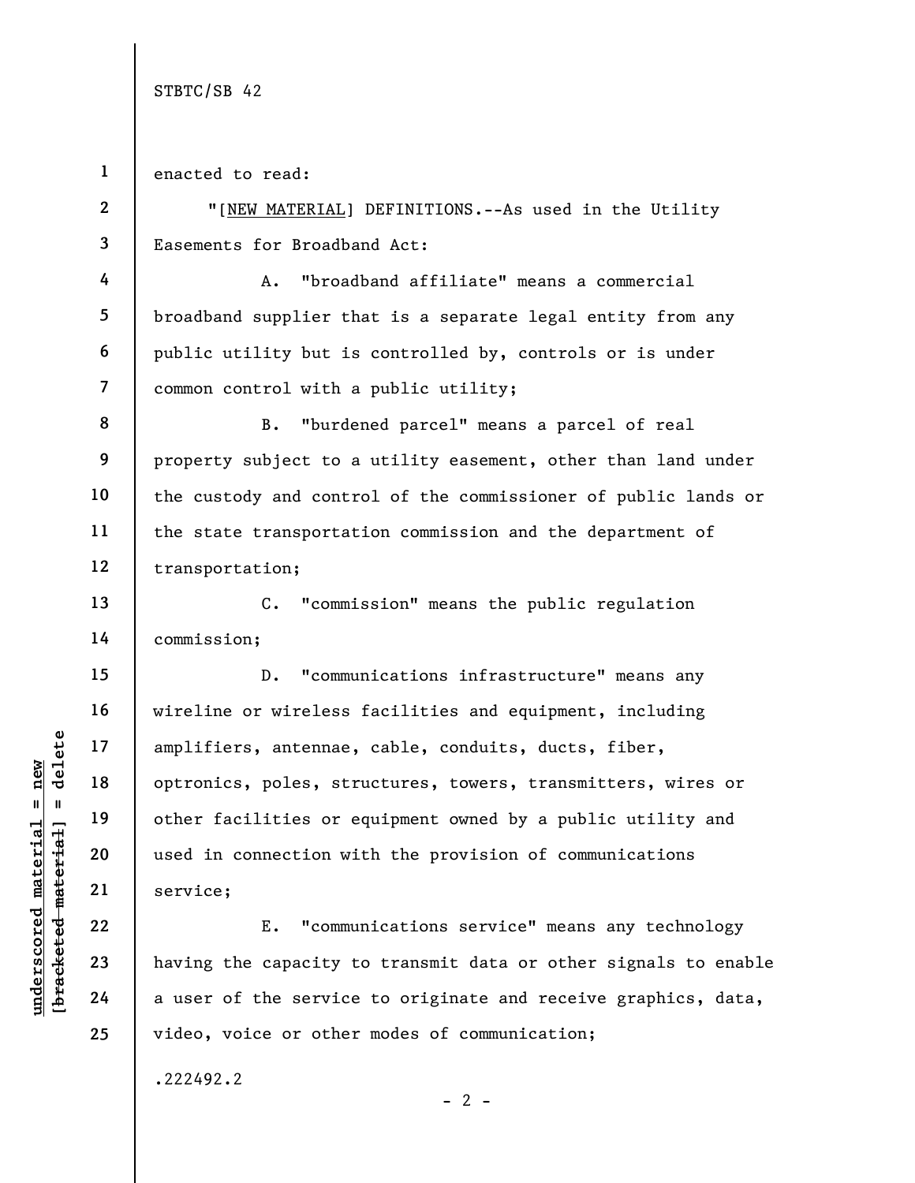enacted to read:

"[<u>NEW MATERIAL</u>] DEFINITIONS.--As used in the Utility Easements for Broadband Act:

A. "broadband affiliate" means a commercial broadband supplier that is a separate legal entity from any public utility but is controlled by, controls or is under common control with a public utility;

B. "burdened parcel" means a parcel of real property subject to a utility easement, other than land under the custody and control of the commissioner of public lands or the state transportation commission and the department of transportation;

C. "commission" means the public regulation commission;

D. "communications infrastructure" means any wireline or wireless facilities and equipment, including amplifiers, antennae, cable, conduits, ducts, fiber, optronics, poles, structures, towers, transmitters, wires or other facilities or equipment owned by a public utility and used in connection with the provision of communications service;

E. "communications service" means any technology having the capacity to transmit data or other signals to enable a user of the service to originate and receive graphics, data, video, voice or other modes of communication;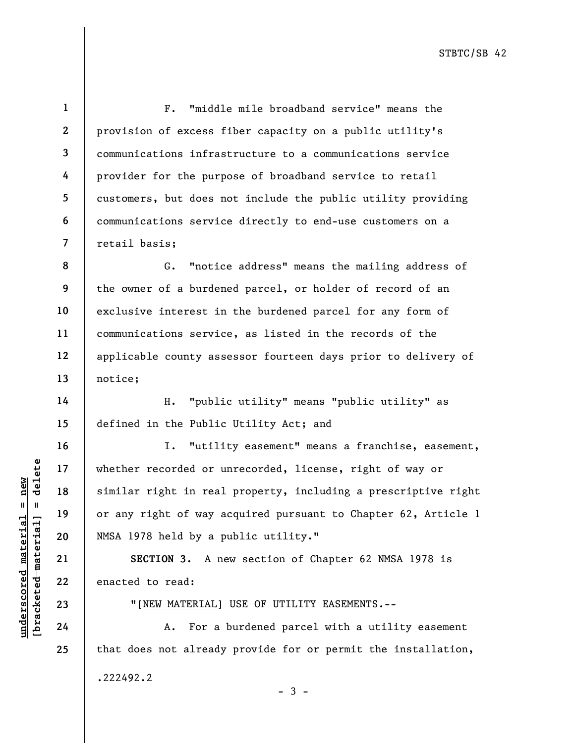F. "middle mile broadband service" means the provision of excess fiber capacity on a public utility's communications infrastructure to a communications service provider for the purpose of broadband service to retail customers, but does not include the public utility providing communications service directly to end-use customers on a retail basis;

G. "notice address" means the mailing address of the owner of a burdened parcel, or holder of record of an exclusive interest in the burdened parcel for any form of communications service, as listed in the records of the applicable county assessor fourteen days prior to delivery of notice;

H. "public utility" means "public utility" as defined in the Public Utility Act; and

I. "utility easement" means a franchise, easement, whether recorded or unrecorded, license, right of way or similar right in real property, including a prescriptive right or any right of way acquired pursuant to Chapter 62, Article 1 NMSA 1978 held by a public utility."

**SECTION 3.** A new section of Chapter 62 NMSA 1978 is enacted to read:

"[NEW MATERIAL] USE OF UTILITY EASEMENTS.--

A. For a burdened parcel with a utility easement that does not already provide for or permit the installation,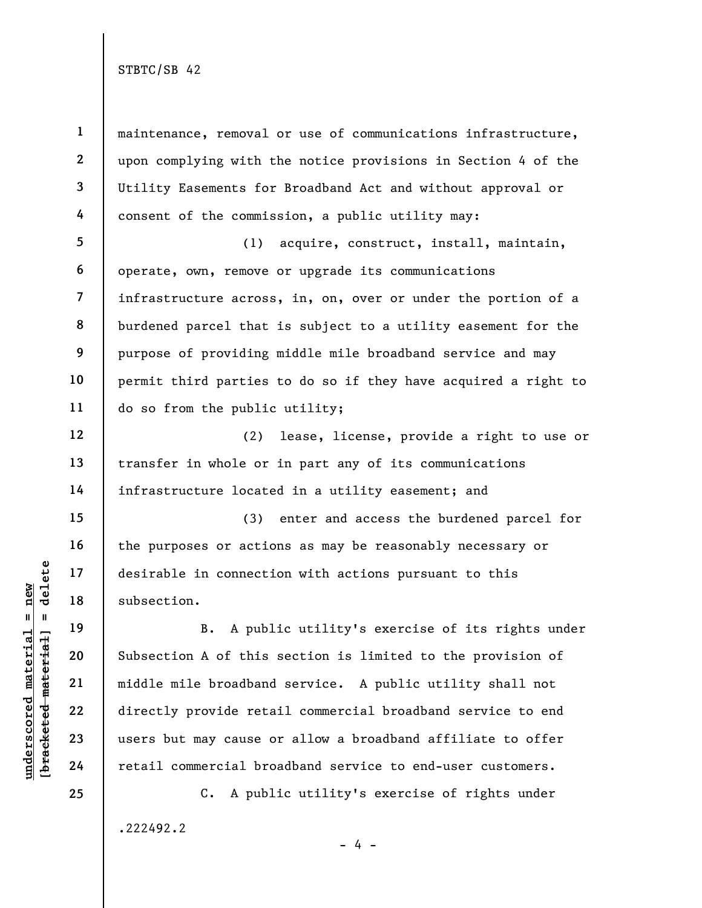maintenance, removal or use of communications infrastructure, upon complying with the notice provisions in Section 4 of the Utility Easements for Broadband Act and without approval or consent of the commission, a public utility may:

(1) acquire, construct, install, maintain, operate, own, remove or upgrade its communications infrastructure across, in, on, over or under the portion of a burdened parcel that is subject to a utility easement for the purpose of providing middle mile broadband service and may permit third parties to do so if they have acquired a right to do so from the public utility;

(2) lease, license, provide a right to use or transfer in whole or in part any of its communications infrastructure located in a utility easement; and

(3) enter and access the burdened parcel for the purposes or actions as may be reasonably necessary or desirable in connection with actions pursuant to this subsection.

B. A public utility's exercise of its rights under Subsection A of this section is limited to the provision of middle mile broadband service. A public utility shall not directly provide retail commercial broadband service to end users but may cause or allow a broadband affiliate to offer retail commercial broadband service to end-user customers.

C. A public utility's exercise of rights under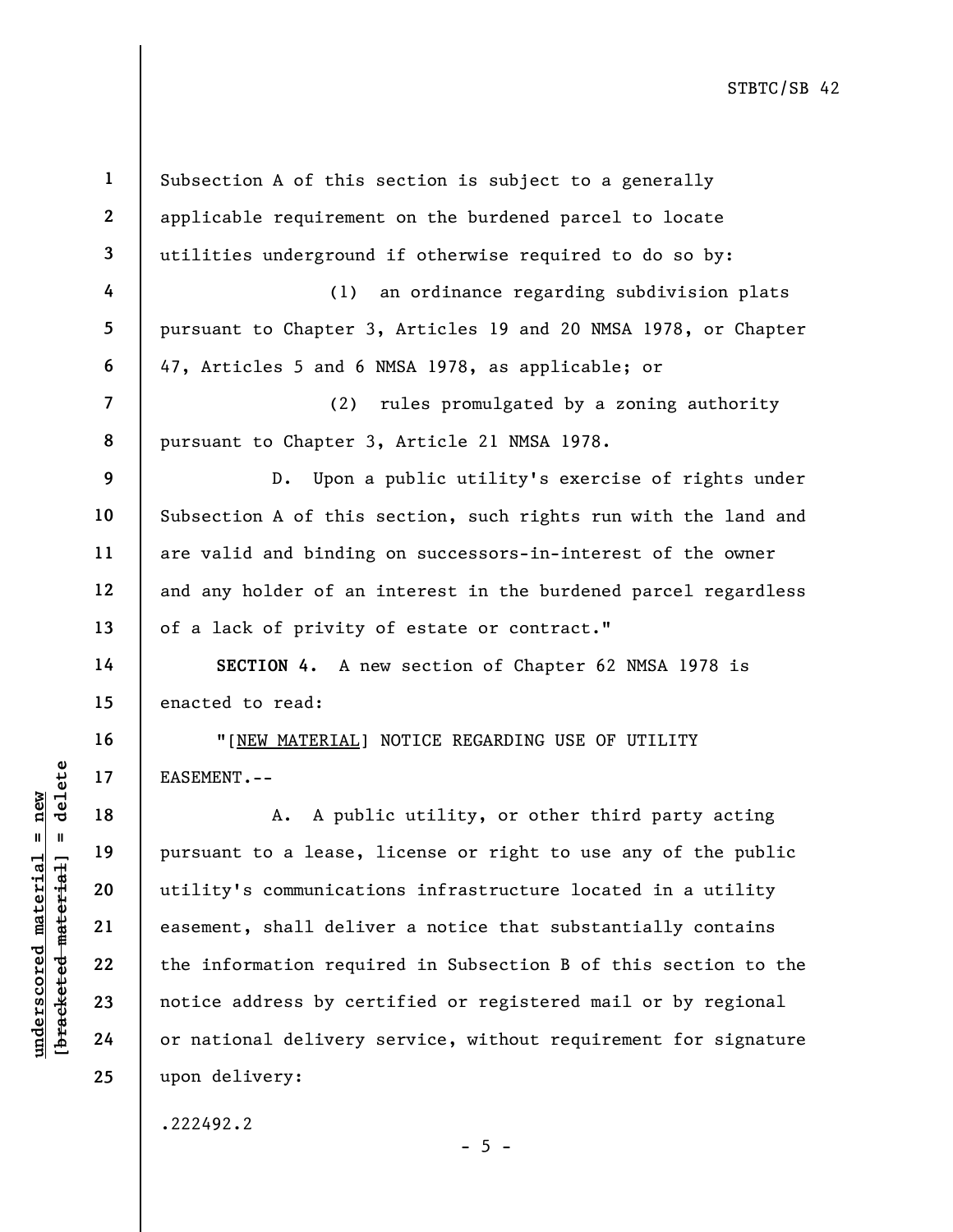Subsection A of this section is subject to a generally applicable requirement on the burdened parcel to locate utilities underground if otherwise required to do so by:

(1) an ordinance regarding subdivision plats pursuant to Chapter 3, Articles 19 and 20 NMSA 1978, or Chapter 47, Articles 5 and 6 NMSA 1978, as applicable; or

(2) rules promulgated by a zoning authority pursuant to Chapter 3, Article 21 NMSA 1978.

D. Upon a public utility's exercise of rights under Subsection A of this section, such rights run with the land and are valid and binding on successors-in-interest of the owner and any holder of an interest in the burdened parcel regardless of a lack of privity of estate or contract."

**SECTION 4.** A new section of Chapter 62 NMSA 1978 is enacted to read:

"[NEW MATERIAL] NOTICE REGARDING USE OF UTILITY EASEMENT.--

A. A public utility, or other third party acting pursuant to a lease, license or right to use any of the public utility's communications infrastructure located in a utility easement, shall deliver a notice that substantially contains the information required in Subsection B of this section to the notice address by certified or registered mail or by regional or national delivery service, without requirement for signature upon delivery:

.222492.2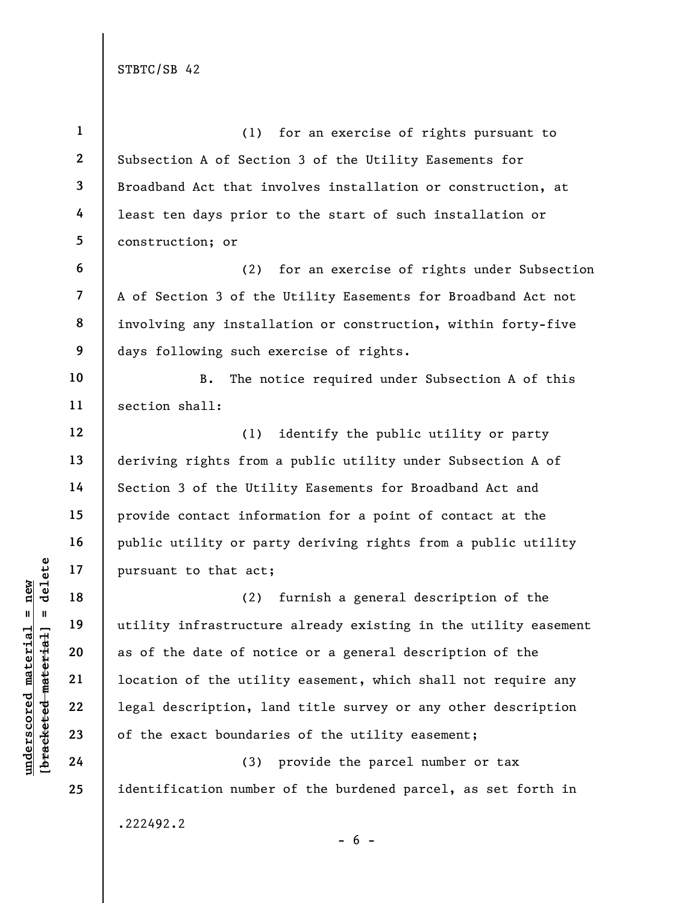(1) for an exercise of rights pursuant to Subsection A of Section 3 of the Utility Easements for Broadband Act that involves installation or construction, at least ten days prior to the start of such installation or construction; or

(2) for an exercise of rights under Subsection A of Section 3 of the Utility Easements for Broadband Act not involving any installation or construction, within forty-five days following such exercise of rights.

B. The notice required under Subsection A of this section shall:

(1) identify the public utility or party deriving rights from a public utility under Subsection A of Section 3 of the Utility Easements for Broadband Act and provide contact information for a point of contact at the public utility or party deriving rights from a public utility pursuant to that act;

(2) furnish a general description of the utility infrastructure already existing in the utility easement as of the date of notice or a general description of the location of the utility easement, which shall not require any legal description, land title survey or any other description of the exact boundaries of the utility easement;

(3) provide the parcel number or tax identification number of the burdened parcel, as set forth in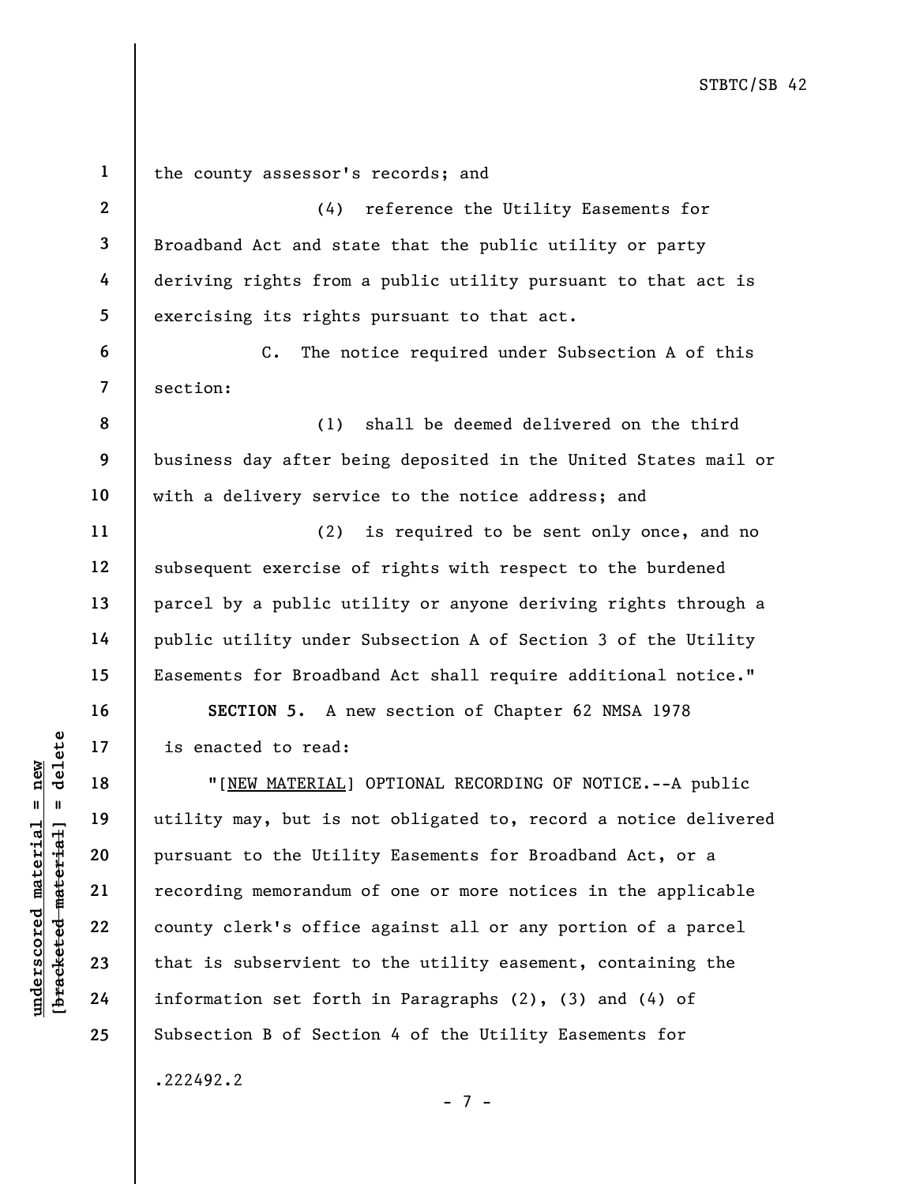the county assessor's records; and

(4) reference the Utility Easements for Broadband Act and state that the public utility or party deriving rights from a public utility pursuant to that act is exercising its rights pursuant to that act.

C. The notice required under Subsection A of this section:

(1) shall be deemed delivered on the third business day after being deposited in the United States mail or with a delivery service to the notice address; and

(2) is required to be sent only once, and no subsequent exercise of rights with respect to the burdened parcel by a public utility or anyone deriving rights through a public utility under Subsection A of Section 3 of the Utility Easements for Broadband Act shall require additional notice."

**SECTION 5.** A new section of Chapter 62 NMSA 1978 is enacted to read:

"[NEW MATERIAL] OPTIONAL RECORDING OF NOTICE.--A public utility may, but is not obligated to, record a notice delivered pursuant to the Utility Easements for Broadband Act, or a recording memorandum of one or more notices in the applicable county clerk's office against all or any portion of a parcel that is subservient to the utility easement, containing the information set forth in Paragraphs (2), (3) and (4) of Subsection B of Section 4 of the Utility Easements for

.222492.2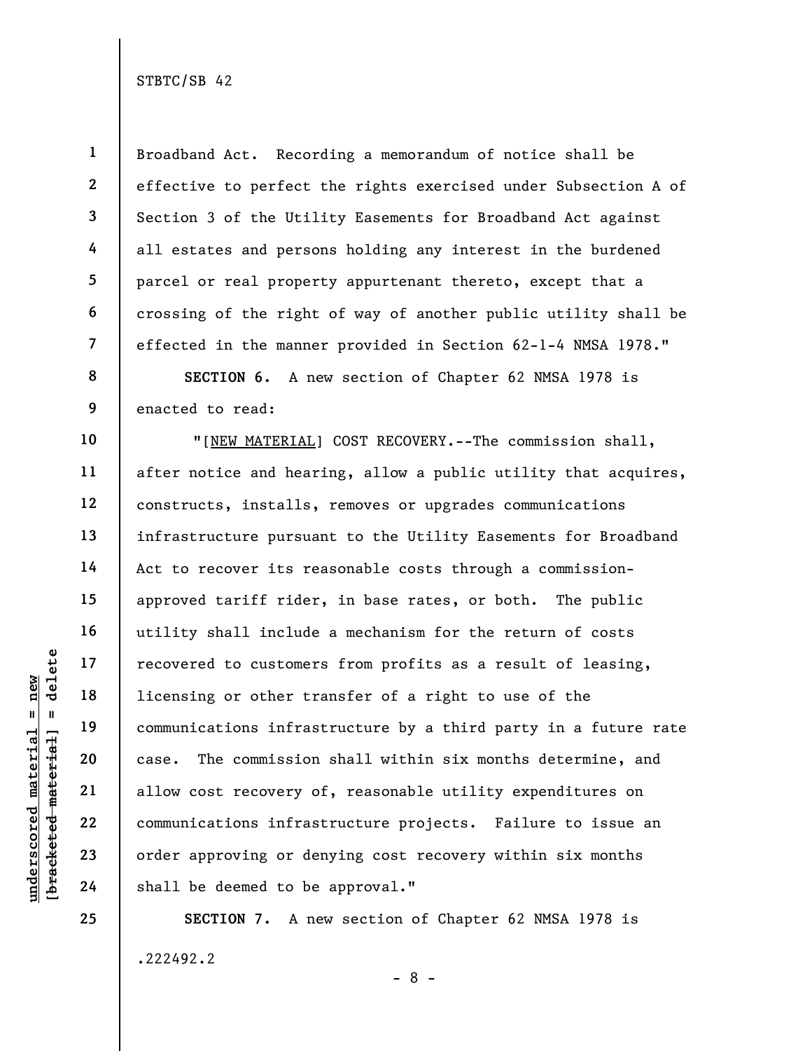Broadband Act. Recording a memorandum of notice shall be effective to perfect the rights exercised under Subsection A of Section 3 of the Utility Easements for Broadband Act against all estates and persons holding any interest in the burdened parcel or real property appurtenant thereto, except that a crossing of the right of way of another public utility shall be effected in the manner provided in Section 62-1-4 NMSA 1978."

**SECTION 6.** A new section of Chapter 62 NMSA 1978 is enacted to read:

"[NEW MATERIAL] COST RECOVERY.--The commission shall, after notice and hearing, allow a public utility that acquires, constructs, installs, removes or upgrades communications infrastructure pursuant to the Utility Easements for Broadband Act to recover its reasonable costs through a commission-approved tariff rider, in base rates, or both. The public utility shall include a mechanism for the return of costs recovered to customers from profits as a result of leasing, licensing or other transfer of a right to use of the communications infrastructure by a third party in a future rate case. The commission shall within six months determine, and allow cost recovery of, reasonable utility expenditures on communications infrastructure projects. Failure to issue an order approving or denying cost recovery within six months shall be deemed to be approval."

**SECTION 7.** A new section of Chapter 62 NMSA 1978 is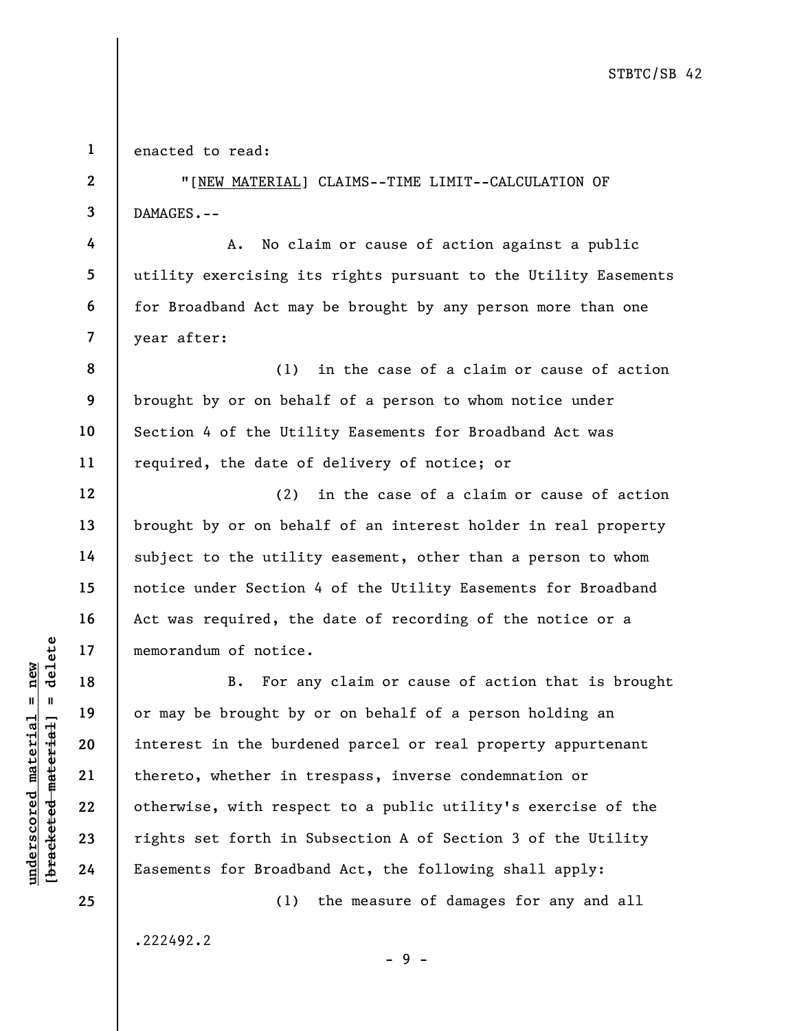enacted to read:

"[NEW MATERIAL] CLAIMS--TIME LIMIT--CALCULATION OF DAMAGES.--

A. No claim or cause of action against a public utility exercising its rights pursuant to the Utility Easements for Broadband Act may be brought by any person more than one year after:

(1) in the case of a claim or cause of action brought by or on behalf of a person to whom notice under Section 4 of the Utility Easements for Broadband Act was required, the date of delivery of notice; or

(2) in the case of a claim or cause of action brought by or on behalf of an interest holder in real property subject to the utility easement, other than a person to whom notice under Section 4 of the Utility Easements for Broadband Act was required, the date of recording of the notice or a memorandum of notice.

B. For any claim or cause of action that is brought or may be brought by or on behalf of a person holding an interest in the burdened parcel or real property appurtenant thereto, whether in trespass, inverse condemnation or otherwise, with respect to a public utility's exercise of the rights set forth in Subsection A of Section 3 of the Utility Easements for Broadband Act, the following shall apply:

(1) the measure of damages for any and all

.222492.2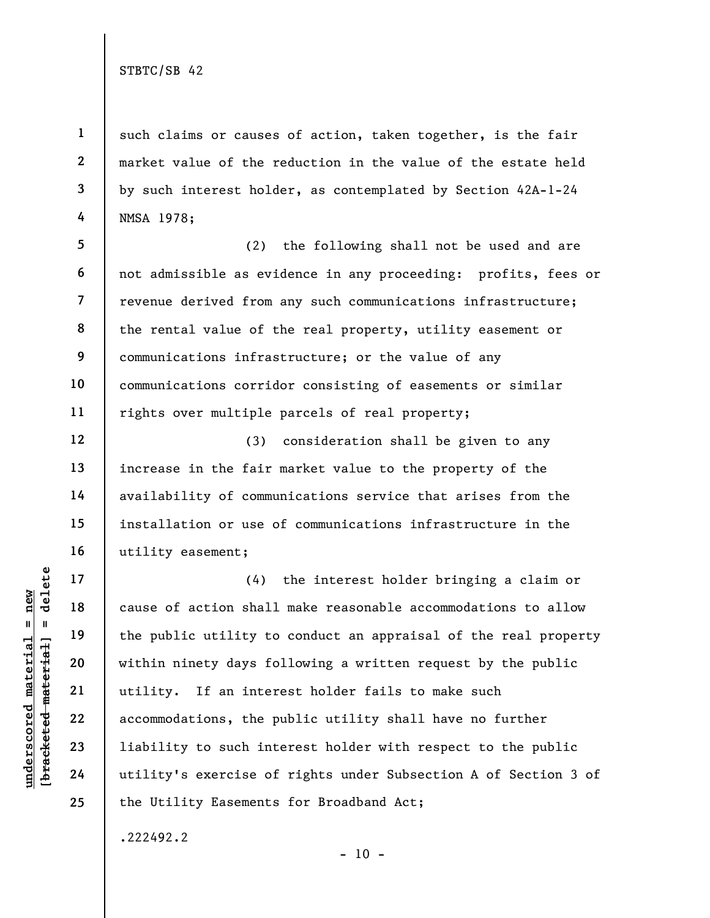such claims or causes of action, taken together, is the fair market value of the reduction in the value of the estate held by such interest holder, as contemplated by Section 42A-1-24 NMSA 1978;

(2) the following shall not be used and are not admissible as evidence in any proceeding: profits, fees or revenue derived from any such communications infrastructure; the rental value of the real property, utility easement or communications infrastructure; or the value of any communications corridor consisting of easements or similar rights over multiple parcels of real property;

(3) consideration shall be given to any increase in the fair market value to the property of the availability of communications service that arises from the installation or use of communications infrastructure in the utility easement;

(4) the interest holder bringing a claim or cause of action shall make reasonable accommodations to allow the public utility to conduct an appraisal of the real property within ninety days following a written request by the public utility. If an interest holder fails to make such accommodations, the public utility shall have no further liability to such interest holder with respect to the public utility's exercise of rights under Subsection A of Section 3 of the Utility Easements for Broadband Act;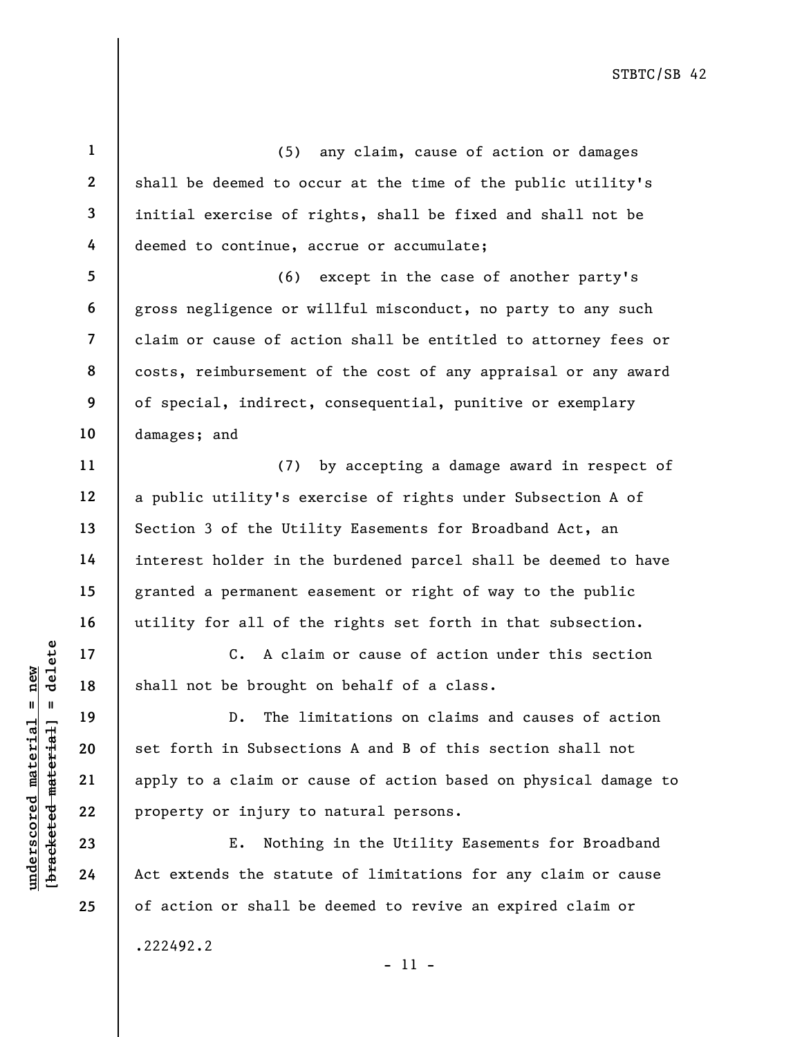(5) any claim, cause of action or damages shall be deemed to occur at the time of the public utility's initial exercise of rights, shall be fixed and shall not be deemed to continue, accrue or accumulate;

(6) except in the case of another party's gross negligence or willful misconduct, no party to any such claim or cause of action shall be entitled to attorney fees or costs, reimbursement of the cost of any appraisal or any award of special, indirect, consequential, punitive or exemplary damages; and

(7) by accepting a damage award in respect of a public utility's exercise of rights under Subsection A of Section 3 of the Utility Easements for Broadband Act, an interest holder in the burdened parcel shall be deemed to have granted a permanent easement or right of way to the public utility for all of the rights set forth in that subsection.

C. A claim or cause of action under this section shall not be brought on behalf of a class.

D. The limitations on claims and causes of action set forth in Subsections A and B of this section shall not apply to a claim or cause of action based on physical damage to property or injury to natural persons.

E. Nothing in the Utility Easements for Broadband Act extends the statute of limitations for any claim or cause of action or shall be deemed to revive an expired claim or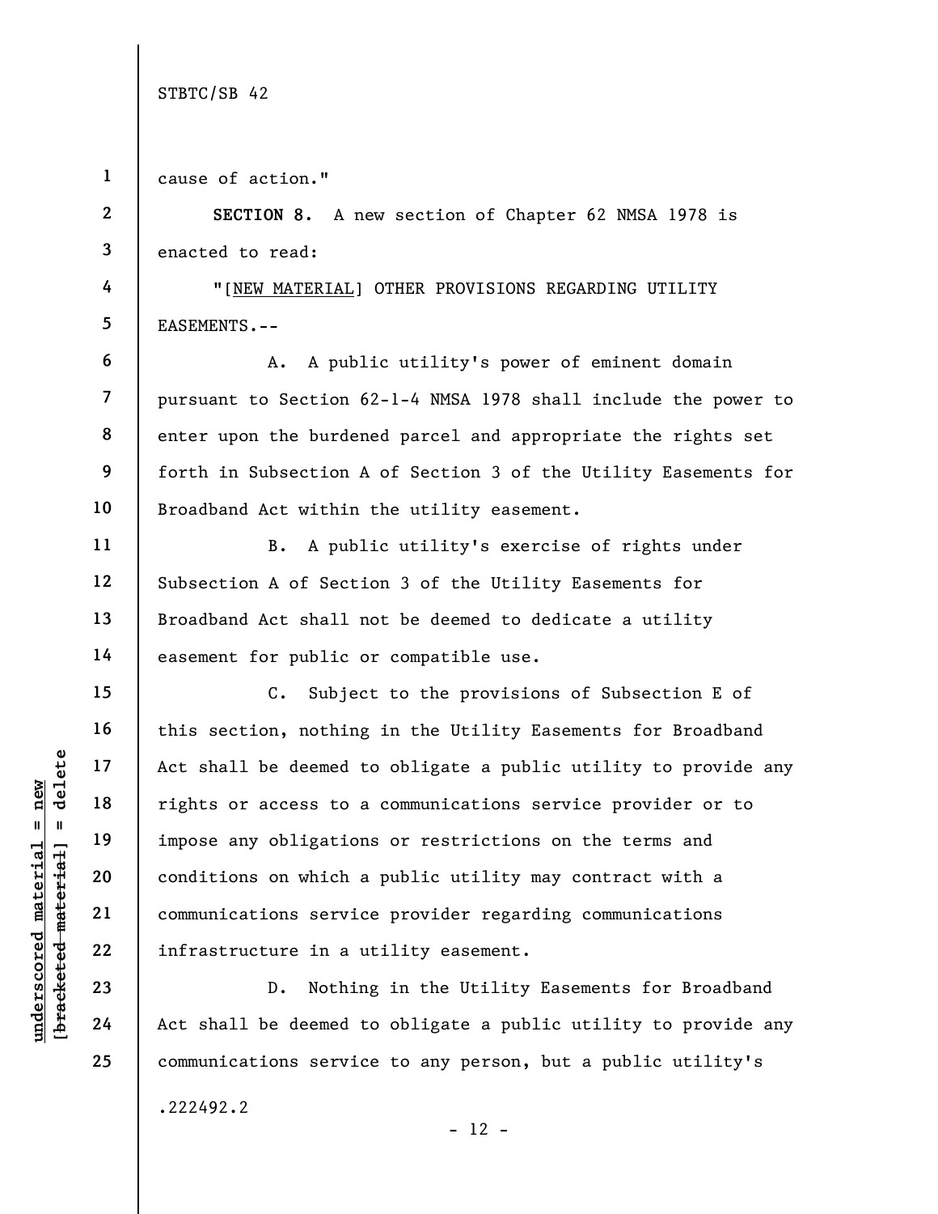cause of action."

**SECTION 8.** A new section of Chapter 62 NMSA 1978 is enacted to read:

"[<u>NEW MATERIAL</u>] OTHER PROVISIONS REGARDING UTILITY EASEMENTS.--

A. A public utility's power of eminent domain pursuant to Section 62-1-4 NMSA 1978 shall include the power to enter upon the burdened parcel and appropriate the rights set forth in Subsection A of Section 3 of the Utility Easements for Broadband Act within the utility easement.

B. A public utility's exercise of rights under Subsection A of Section 3 of the Utility Easements for Broadband Act shall not be deemed to dedicate a utility easement for public or compatible use.

C. Subject to the provisions of Subsection E of this section, nothing in the Utility Easements for Broadband Act shall be deemed to obligate a public utility to provide any rights or access to a communications service provider or to impose any obligations or restrictions on the terms and conditions on which a public utility may contract with a communications service provider regarding communications infrastructure in a utility easement.

D. Nothing in the Utility Easements for Broadband Act shall be deemed to obligate a public utility to provide any communications service to any person, but a public utility's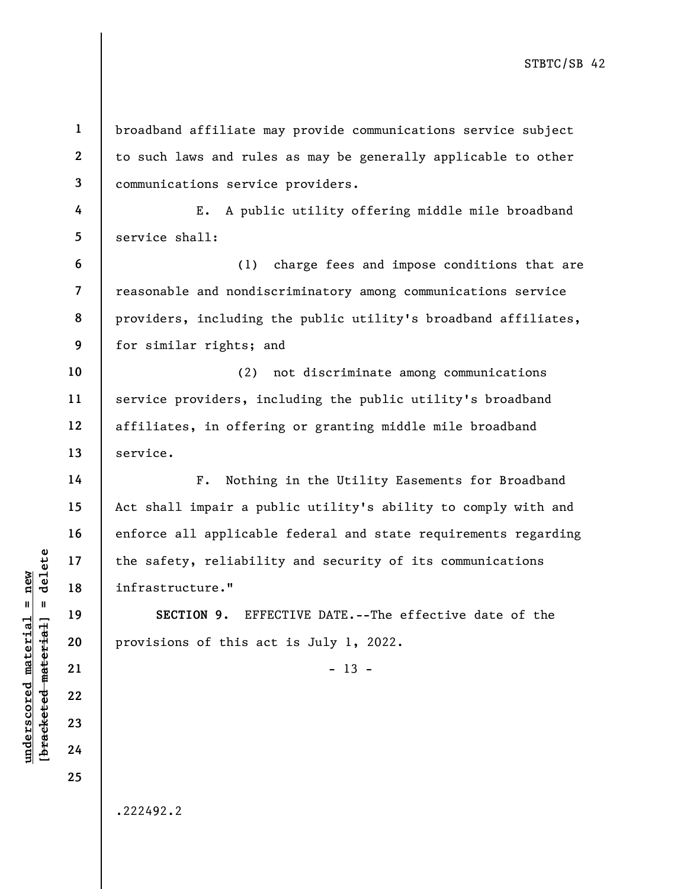broadband affiliate may provide communications service subject to such laws and rules as may be generally applicable to other communications service providers.

E. A public utility offering middle mile broadband service shall:

(1) charge fees and impose conditions that are reasonable and nondiscriminatory among communications service providers, including the public utility's broadband affiliates, for similar rights; and

(2) not discriminate among communications service providers, including the public utility's broadband affiliates, in offering or granting middle mile broadband service.

F. Nothing in the Utility Easements for Broadband Act shall impair a public utility's ability to comply with and enforce all applicable federal and state requirements regarding the safety, reliability and security of its communications infrastructure."

**SECTION 9.** EFFECTIVE DATE.--The effective date of the provisions of this act is July 1, 2022.

.222492.2